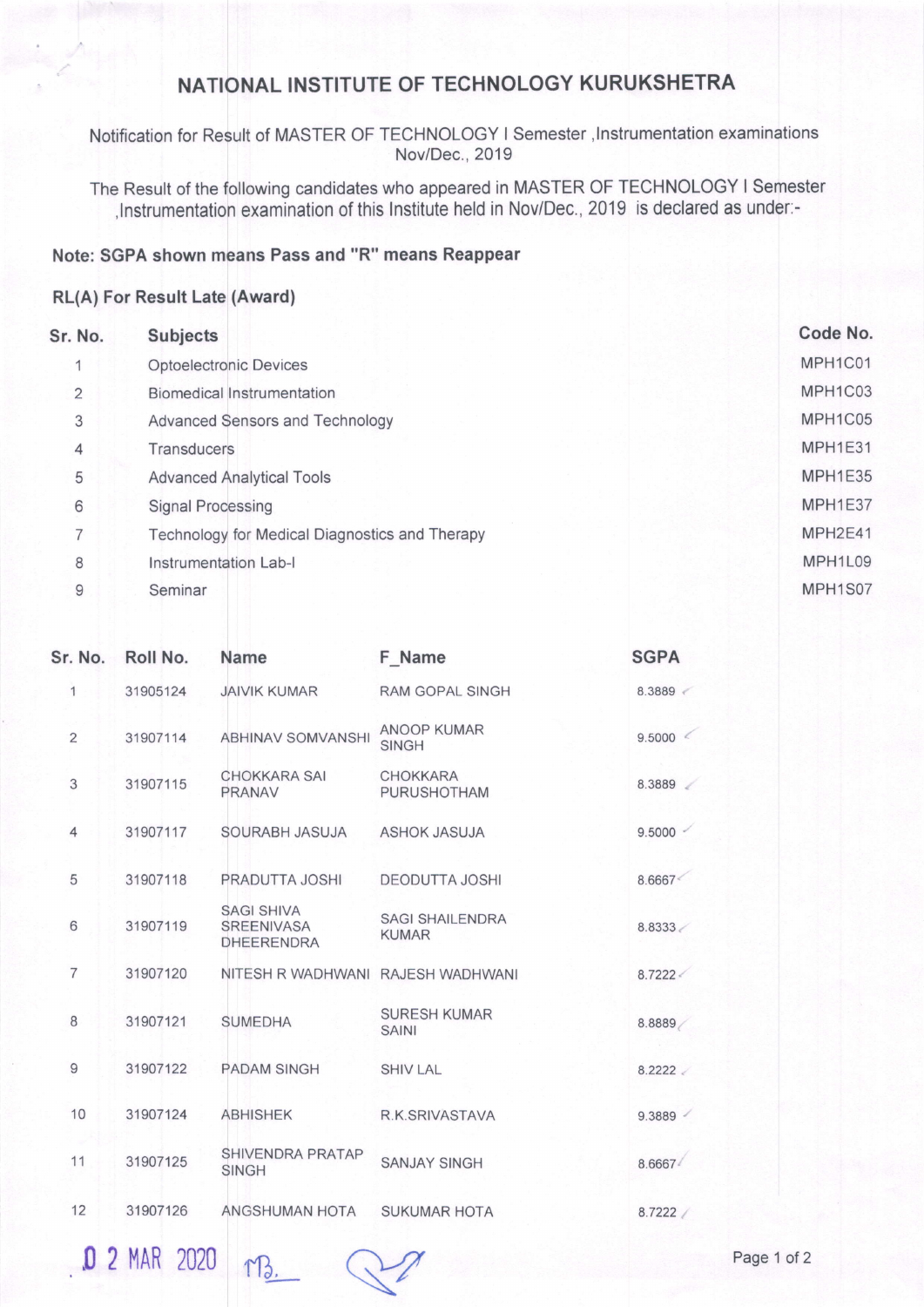# NATIONAL INSTITUTE OF TECHNOLOGY KURUKSHETRA

Notification for Result of MASTER OF TECHNOLOGY I Semester ,Instrumentation examinations Nov/Dec., 2019

The Result of the following candidates who appeared in MASTER OF TECHNOLOGY I Semester ,Instrumentation examination of this Institute held in Nov/Dec., 2019 is declared as under:-

**Note: SGPA shown means Pass and "R" means Reappear**

**RL(A) For Result Late (Award)**

| Sr. No. | Subjects | Code No. |
|---|---|---|
| 1 | Optoelectronic Devices | MPH1C01 |
| 2 | Biomedical Instrumentation | MPH1C03 |
| 3 | Advanced Sensors and Technology | MPH1C05 |
| 4 | Transducers | MPH1E31 |
| 5 | Advanced Analytical Tools | MPH1E35 |
| 6 | Signal Processing | MPH1E37 |
| 7 | Technology for Medical Diagnostics and Therapy | MPH2E41 |
| 8 | Instrumentation Lab-I | MPH1L09 |
| 9 | Seminar | MPH1S07 |

| Sr. No. | Roll No. | Name | F_Name | SGPA |
|---|---|---|---|---|
| 1 | 31905124 | JAIVIK KUMAR | RAM GOPAL SINGH | 8.3889 |
| 2 | 31907114 | ABHINAV SOMVANSHI | ANOOP KUMAR SINGH | 9.5000 |
| 3 | 31907115 | CHOKKARA SAI PRANAV | CHOKKARA PURUSHOTHAM | 8.3889 |
| 4 | 31907117 | SOURABH JASUJA | ASHOK JASUJA | 9.5000 |
| 5 | 31907118 | PRADUTTA JOSHI | DEODUTTA JOSHI | 8.6667 |
| 6 | 31907119 | SAGI SHIVA SREENIVASA DHEERENDRA | SAGI SHAILENDRA KUMAR | 8.8333 |
| 7 | 31907120 | NITESH R WADHWANI | RAJESH WADHWANI | 8.7222 |
| 8 | 31907121 | SUMEDHA | SURESH KUMAR SAINI | 8.8889 |
| 9 | 31907122 | PADAM SINGH | SHIV LAL | 8.2222 |
| 10 | 31907124 | ABHISHEK | R.K.SRIVASTAVA | 9.3889 |
| 11 | 31907125 | SHIVENDRA PRATAP SINGH | SANJAY SINGH | 8.6667 |
| 12 | 31907126 | ANGSHUMAN HOTA | SUKUMAR HOTA | 8.7222 |

02 MAR 2020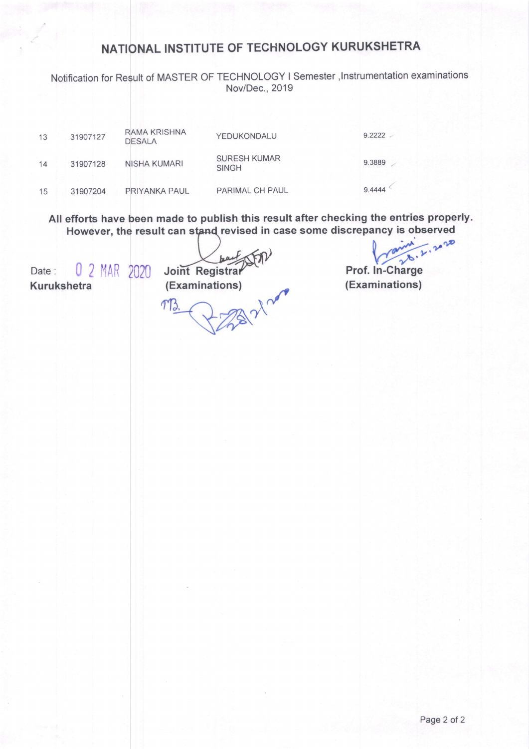## NATIONAL INSTITUTE OF TECHNOLOGY KURUKSHETRA

Notification for Result of MASTER OF TECHNOLOGY I Semester ,Instrumentation examinations Nov/Dec., 2019

| | | | | |
|---|---|---|---|---|
| 13 | 31907127 | RAMA KRISHNA DESALA | YEDUKONDALU | 9.2222 |
| 14 | 31907128 | NISHA KUMARI | SURESH KUMAR SINGH | 9.3889 |
| 15 | 31907204 | PRIYANKA PAUL | PARIMAL CH PAUL | 9.4444 |

**All efforts have been made to publish this result after checking the entries properly. However, the result can stand revised in case some discrepancy is observed**

Date : 02 MAR 2020

**Kurukshetra**

**Joint Registrar (Examinations)**

**Prof. In-Charge (Examinations)**